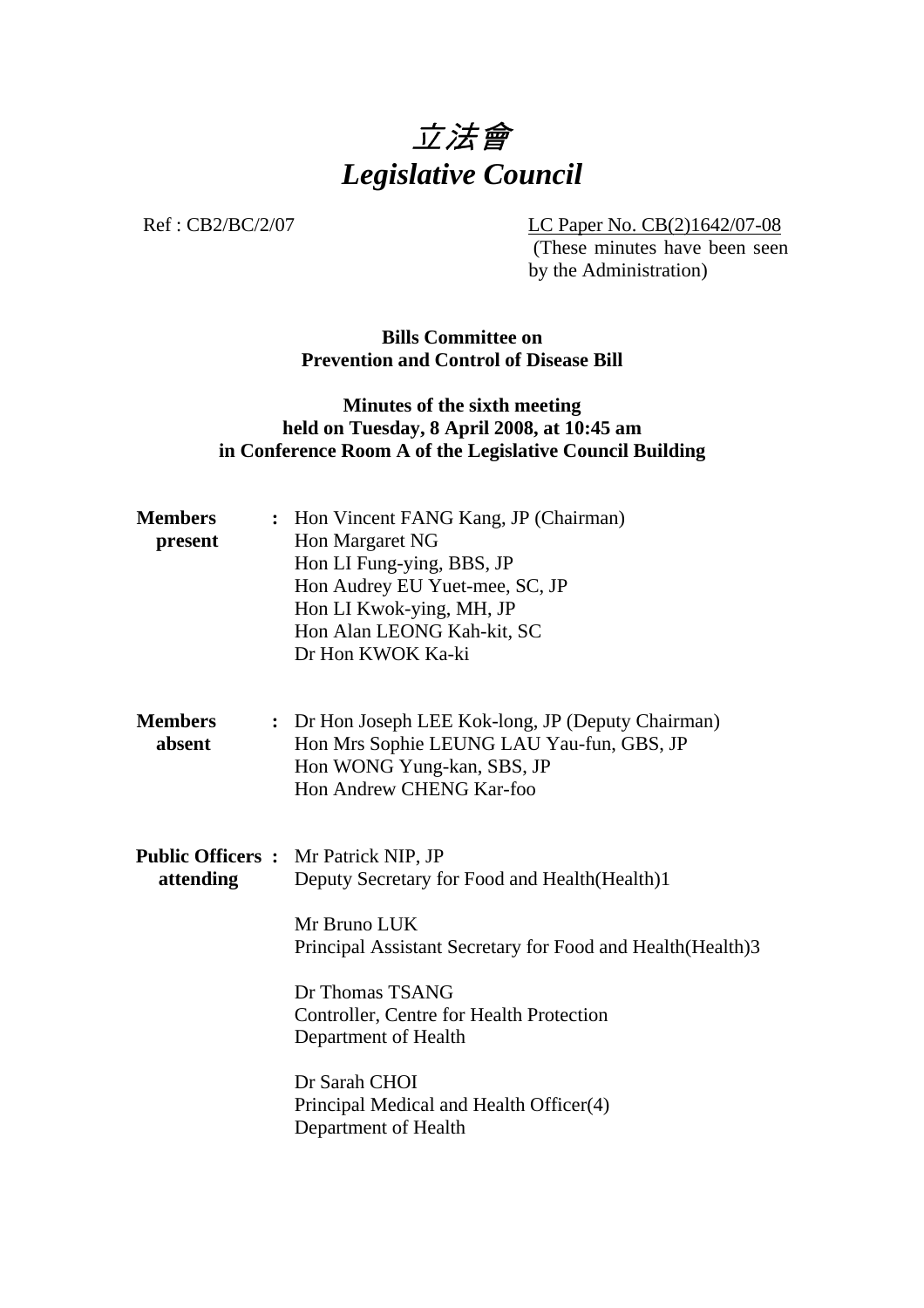# *立法會*
# *Legislative Council*

Ref : CB2/BC/2/07

LC Paper No. CB(2)1642/07-08
(These minutes have been seen by the Administration)

**Bills Committee on**
**Prevention and Control of Disease Bill**

**Minutes of the sixth meeting**
**held on Tuesday, 8 April 2008, at 10:45 am**
**in Conference Room A of the Legislative Council Building**

**Members present** :
Hon Vincent FANG Kang, JP (Chairman)
Hon Margaret NG
Hon LI Fung-ying, BBS, JP
Hon Audrey EU Yuet-mee, SC, JP
Hon LI Kwok-ying, MH, JP
Hon Alan LEONG Kah-kit, SC
Dr Hon KWOK Ka-ki

**Members absent** :
Dr Hon Joseph LEE Kok-long, JP (Deputy Chairman)
Hon Mrs Sophie LEUNG LAU Yau-fun, GBS, JP
Hon WONG Yung-kan, SBS, JP
Hon Andrew CHENG Kar-foo

**Public Officers attending** :
Mr Patrick NIP, JP
Deputy Secretary for Food and Health(Health)1

Mr Bruno LUK
Principal Assistant Secretary for Food and Health(Health)3

Dr Thomas TSANG
Controller, Centre for Health Protection
Department of Health

Dr Sarah CHOI
Principal Medical and Health Officer(4)
Department of Health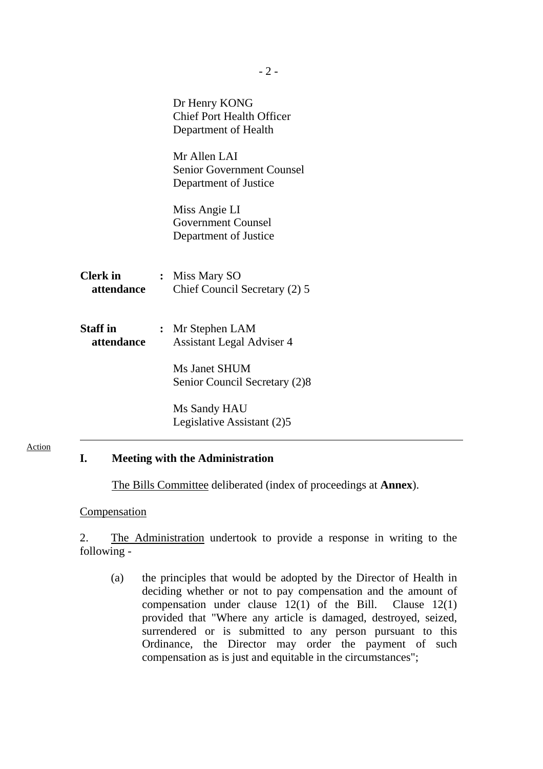Dr Henry KONG
Chief Port Health Officer
Department of Health

Mr Allen LAI
Senior Government Counsel
Department of Justice

Miss Angie LI
Government Counsel
Department of Justice

**Clerk in attendance** : Miss Mary SO
Chief Council Secretary (2) 5

**Staff in attendance** : Mr Stephen LAM
Assistant Legal Adviser 4

Ms Janet SHUM
Senior Council Secretary (2)8

Ms Sandy HAU
Legislative Assistant (2)5

---

Action

## I. Meeting with the Administration

The Bills Committee deliberated (index of proceedings at **Annex**).

Compensation

2. The Administration undertook to provide a response in writing to the following -

   (a) the principles that would be adopted by the Director of Health in deciding whether or not to pay compensation and the amount of compensation under clause 12(1) of the Bill. Clause 12(1) provided that "Where any article is damaged, destroyed, seized, surrendered or is submitted to any person pursuant to this Ordinance, the Director may order the payment of such compensation as is just and equitable in the circumstances";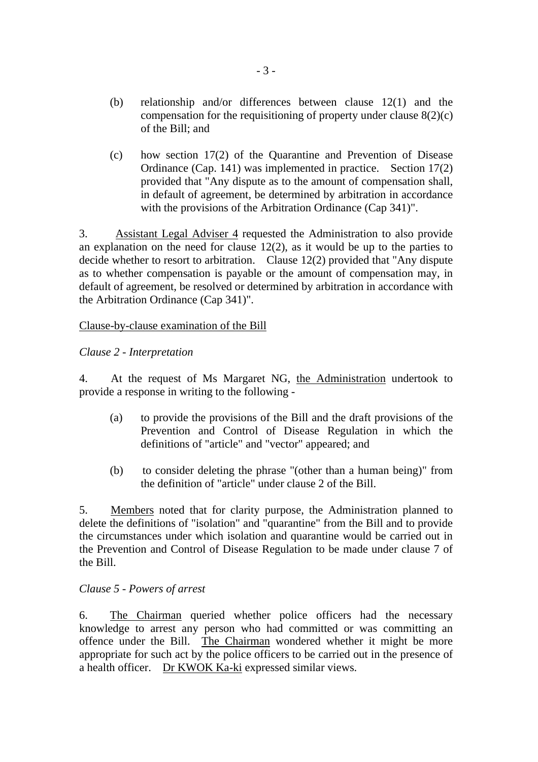(b) relationship and/or differences between clause 12(1) and the compensation for the requisitioning of property under clause 8(2)(c) of the Bill; and

(c) how section 17(2) of the Quarantine and Prevention of Disease Ordinance (Cap. 141) was implemented in practice. Section 17(2) provided that "Any dispute as to the amount of compensation shall, in default of agreement, be determined by arbitration in accordance with the provisions of the Arbitration Ordinance (Cap 341)".

3. Assistant Legal Adviser 4 requested the Administration to also provide an explanation on the need for clause 12(2), as it would be up to the parties to decide whether to resort to arbitration. Clause 12(2) provided that "Any dispute as to whether compensation is payable or the amount of compensation may, in default of agreement, be resolved or determined by arbitration in accordance with the Arbitration Ordinance (Cap 341)".

Clause-by-clause examination of the Bill

*Clause 2 - Interpretation*

4. At the request of Ms Margaret NG, the Administration undertook to provide a response in writing to the following -

(a) to provide the provisions of the Bill and the draft provisions of the Prevention and Control of Disease Regulation in which the definitions of "article" and "vector" appeared; and

(b) to consider deleting the phrase "(other than a human being)" from the definition of "article" under clause 2 of the Bill.

5. Members noted that for clarity purpose, the Administration planned to delete the definitions of "isolation" and "quarantine" from the Bill and to provide the circumstances under which isolation and quarantine would be carried out in the Prevention and Control of Disease Regulation to be made under clause 7 of the Bill.

*Clause 5 - Powers of arrest*

6. The Chairman queried whether police officers had the necessary knowledge to arrest any person who had committed or was committing an offence under the Bill. The Chairman wondered whether it might be more appropriate for such act by the police officers to be carried out in the presence of a health officer. Dr KWOK Ka-ki expressed similar views.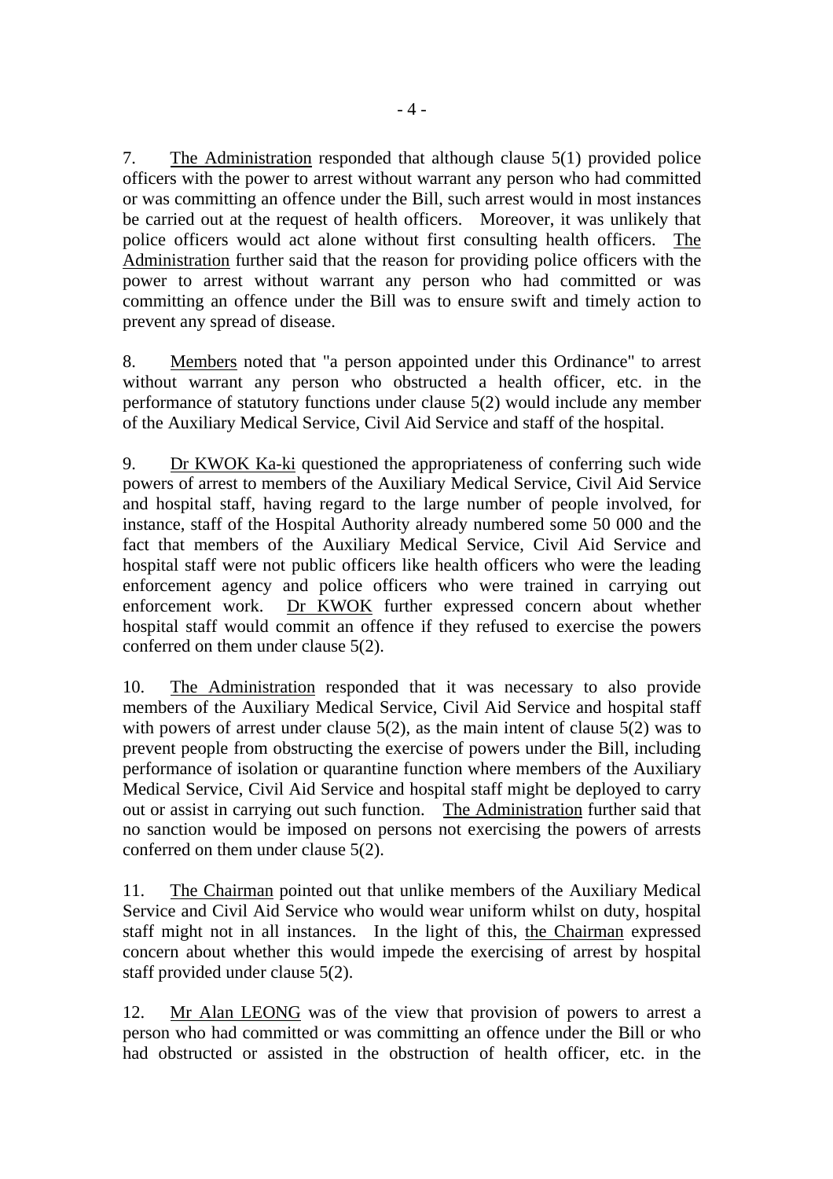7. The Administration responded that although clause 5(1) provided police officers with the power to arrest without warrant any person who had committed or was committing an offence under the Bill, such arrest would in most instances be carried out at the request of health officers. Moreover, it was unlikely that police officers would act alone without first consulting health officers. The Administration further said that the reason for providing police officers with the power to arrest without warrant any person who had committed or was committing an offence under the Bill was to ensure swift and timely action to prevent any spread of disease.

8. Members noted that "a person appointed under this Ordinance" to arrest without warrant any person who obstructed a health officer, etc. in the performance of statutory functions under clause 5(2) would include any member of the Auxiliary Medical Service, Civil Aid Service and staff of the hospital.

9. Dr KWOK Ka-ki questioned the appropriateness of conferring such wide powers of arrest to members of the Auxiliary Medical Service, Civil Aid Service and hospital staff, having regard to the large number of people involved, for instance, staff of the Hospital Authority already numbered some 50 000 and the fact that members of the Auxiliary Medical Service, Civil Aid Service and hospital staff were not public officers like health officers who were the leading enforcement agency and police officers who were trained in carrying out enforcement work. Dr KWOK further expressed concern about whether hospital staff would commit an offence if they refused to exercise the powers conferred on them under clause 5(2).

10. The Administration responded that it was necessary to also provide members of the Auxiliary Medical Service, Civil Aid Service and hospital staff with powers of arrest under clause 5(2), as the main intent of clause 5(2) was to prevent people from obstructing the exercise of powers under the Bill, including performance of isolation or quarantine function where members of the Auxiliary Medical Service, Civil Aid Service and hospital staff might be deployed to carry out or assist in carrying out such function. The Administration further said that no sanction would be imposed on persons not exercising the powers of arrests conferred on them under clause 5(2).

11. The Chairman pointed out that unlike members of the Auxiliary Medical Service and Civil Aid Service who would wear uniform whilst on duty, hospital staff might not in all instances. In the light of this, the Chairman expressed concern about whether this would impede the exercising of arrest by hospital staff provided under clause 5(2).

12. Mr Alan LEONG was of the view that provision of powers to arrest a person who had committed or was committing an offence under the Bill or who had obstructed or assisted in the obstruction of health officer, etc. in the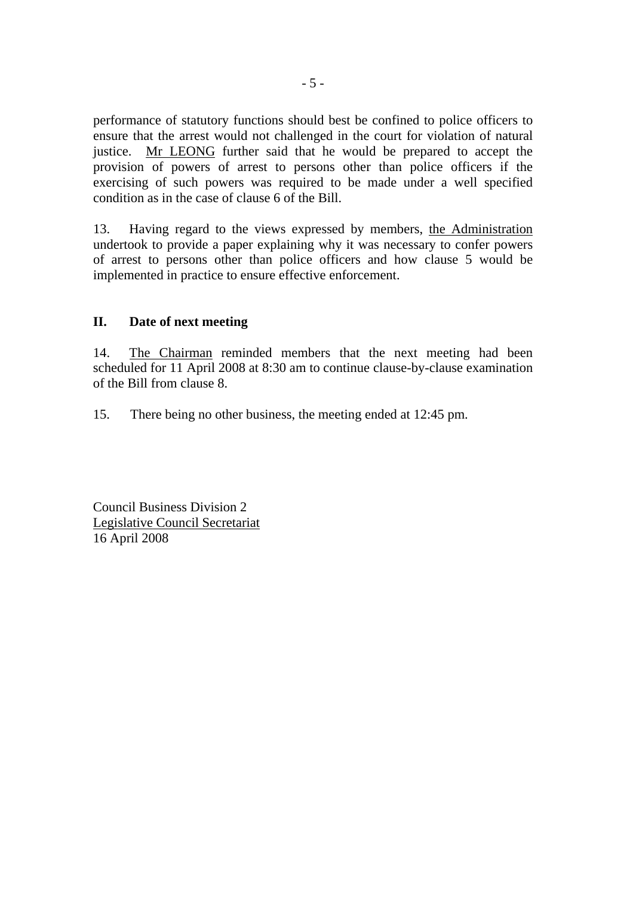performance of statutory functions should best be confined to police officers to ensure that the arrest would not challenged in the court for violation of natural justice. Mr LEONG further said that he would be prepared to accept the provision of powers of arrest to persons other than police officers if the exercising of such powers was required to be made under a well specified condition as in the case of clause 6 of the Bill.

13. Having regard to the views expressed by members, the Administration undertook to provide a paper explaining why it was necessary to confer powers of arrest to persons other than police officers and how clause 5 would be implemented in practice to ensure effective enforcement.

## II. Date of next meeting

14. The Chairman reminded members that the next meeting had been scheduled for 11 April 2008 at 8:30 am to continue clause-by-clause examination of the Bill from clause 8.

15. There being no other business, the meeting ended at 12:45 pm.

Council Business Division 2
Legislative Council Secretariat
16 April 2008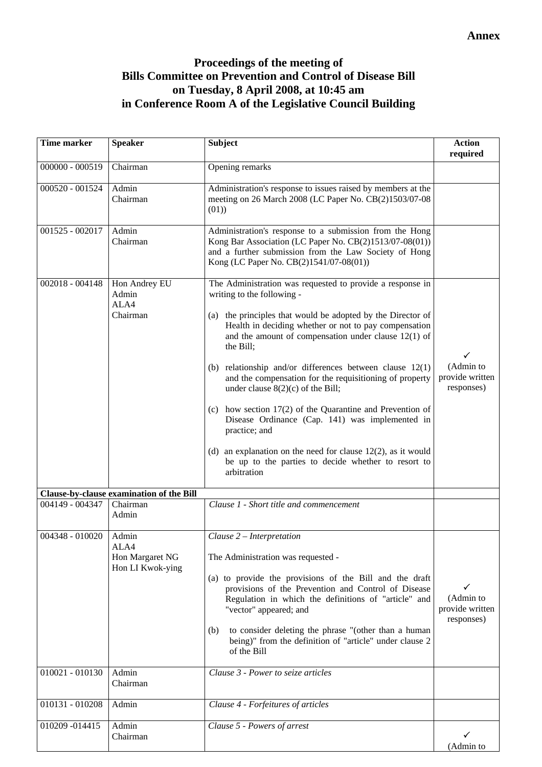**Annex**

# Proceedings of the meeting of Bills Committee on Prevention and Control of Disease Bill on Tuesday, 8 April 2008, at 10:45 am in Conference Room A of the Legislative Council Building

| Time marker | Speaker | Subject | Action required |
|---|---|---|---|
| 000000 - 000519 | Chairman | Opening remarks | |
| 000520 - 001524 | Admin<br>Chairman | Administration's response to issues raised by members at the meeting on 26 March 2008 (LC Paper No. CB(2)1503/07-08 (01)) | |
| 001525 - 002017 | Admin<br>Chairman | Administration's response to a submission from the Hong Kong Bar Association (LC Paper No. CB(2)1513/07-08(01)) and a further submission from the Law Society of Hong Kong (LC Paper No. CB(2)1541/07-08(01)) | |
| 002018 - 004148 | Hon Andrey EU<br>Admin<br>ALA4<br>Chairman | The Administration was requested to provide a response in writing to the following -<br>(a) the principles that would be adopted by the Director of Health in deciding whether or not to pay compensation and the amount of compensation under clause 12(1) of the Bill;<br>(b) relationship and/or differences between clause 12(1) and the compensation for the requisitioning of property under clause 8(2)(c) of the Bill;<br>(c) how section 17(2) of the Quarantine and Prevention of Disease Ordinance (Cap. 141) was implemented in practice; and<br>(d) an explanation on the need for clause 12(2), as it would be up to the parties to decide whether to resort to arbitration | ✓<br>(Admin to provide written responses) |
| **Clause-by-clause examination of the Bill** | | | |
| 004149 - 004347 | Chairman<br>Admin | *Clause 1 - Short title and commencement* | |
| 004348 - 010020 | Admin<br>ALA4<br>Hon Margaret NG<br>Hon LI Kwok-ying | *Clause 2 – Interpretation*<br>The Administration was requested -<br>(a) to provide the provisions of the Bill and the draft provisions of the Prevention and Control of Disease Regulation in which the definitions of "article" and "vector" appeared; and<br>(b) to consider deleting the phrase "(other than a human being)" from the definition of "article" under clause 2 of the Bill | ✓<br>(Admin to provide written responses) |
| 010021 - 010130 | Admin<br>Chairman | *Clause 3 - Power to seize articles* | |
| 010131 - 010208 | Admin | *Clause 4 - Forfeitures of articles* | |
| 010209 -014415 | Admin<br>Chairman | *Clause 5 - Powers of arrest* | ✓<br>(Admin to |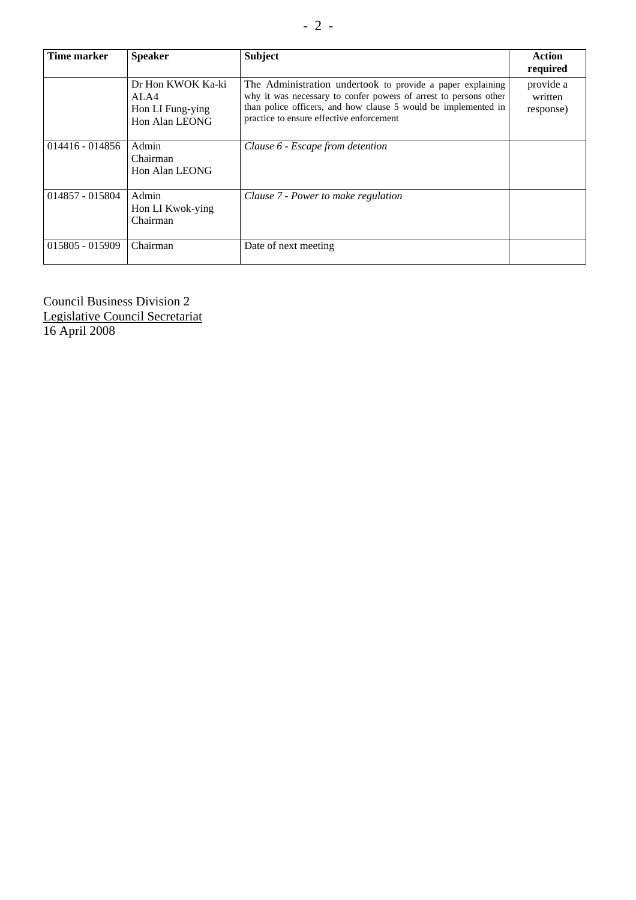| Time marker | Speaker | Subject | Action required |
|---|---|---|---|
| | Dr Hon KWOK Ka-ki<br>ALA4<br>Hon LI Fung-ying<br>Hon Alan LEONG | The Administration undertook to provide a paper explaining why it was necessary to confer powers of arrest to persons other than police officers, and how clause 5 would be implemented in practice to ensure effective enforcement | provide a written response) |
| 014416 - 014856 | Admin<br>Chairman<br>Hon Alan LEONG | *Clause 6 - Escape from detention* | |
| 014857 - 015804 | Admin<br>Hon LI Kwok-ying<br>Chairman | *Clause 7 - Power to make regulation* | |
| 015805 - 015909 | Chairman | Date of next meeting | |

Council Business Division 2
Legislative Council Secretariat
16 April 2008